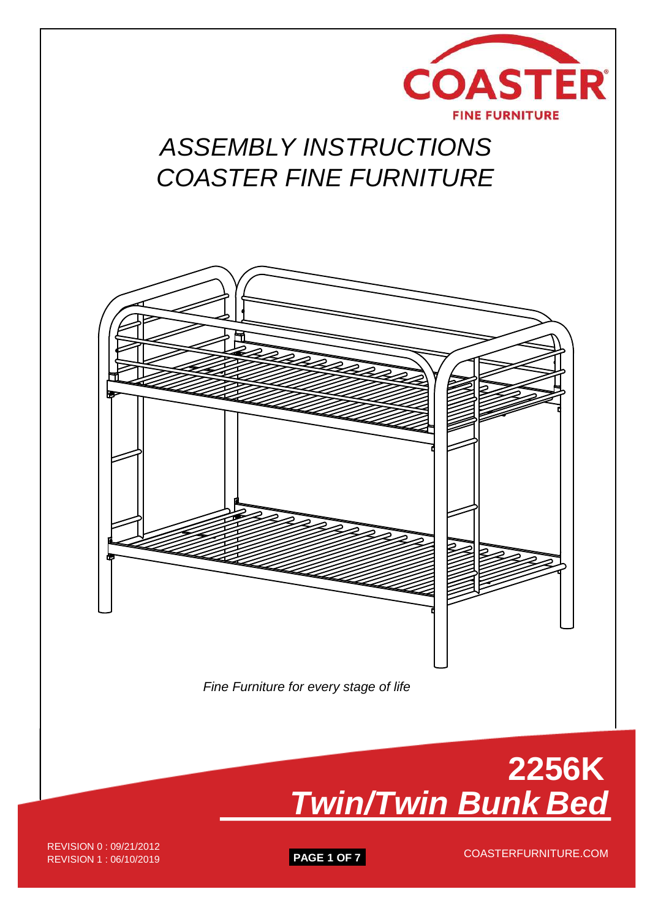COASTER

FINE FURNITURE

# ASSEMBLY INSTRUCTIONS
# COASTER FINE FURNITURE

*Fine Furniture for every stage of life*

# 2256K
# *Twin/Twin Bunk Bed*

REVISION 0 : 09/21/2012
REVISION 1 : 06/10/2019

COASTERFURNITURE.COM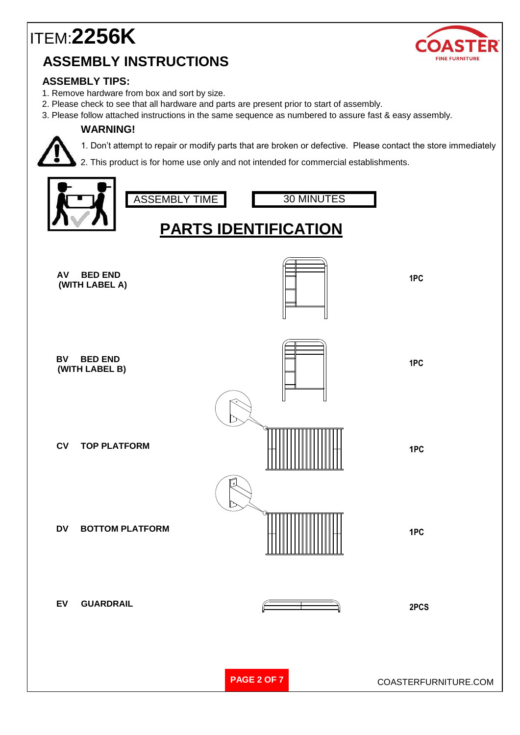# ITEM:**2256K**

## ASSEMBLY INSTRUCTIONS

### ASSEMBLY TIPS:

1. Remove hardware from box and sort by size.
2. Please check to see that all hardware and parts are present prior to start of assembly.
3. Please follow attached instructions in the same sequence as numbered to assure fast & easy assembly.

**WARNING!**

1. Don't attempt to repair or modify parts that are broken or defective. Please contact the store immediately
2. This product is for home use only and not intended for commercial establishments.

| ASSEMBLY TIME | 30 MINUTES |
|---|---|

## PARTS IDENTIFICATION

| Part | Description | Qty |
|---|---|---|
| AV | BED END (WITH LABEL A) | 1PC |
| BV | BED END (WITH LABEL B) | 1PC |
| CV | TOP PLATFORM | 1PC |
| DV | BOTTOM PLATFORM | 1PC |
| EV | GUARDRAIL | 2PCS |

COASTERFURNITURE.COM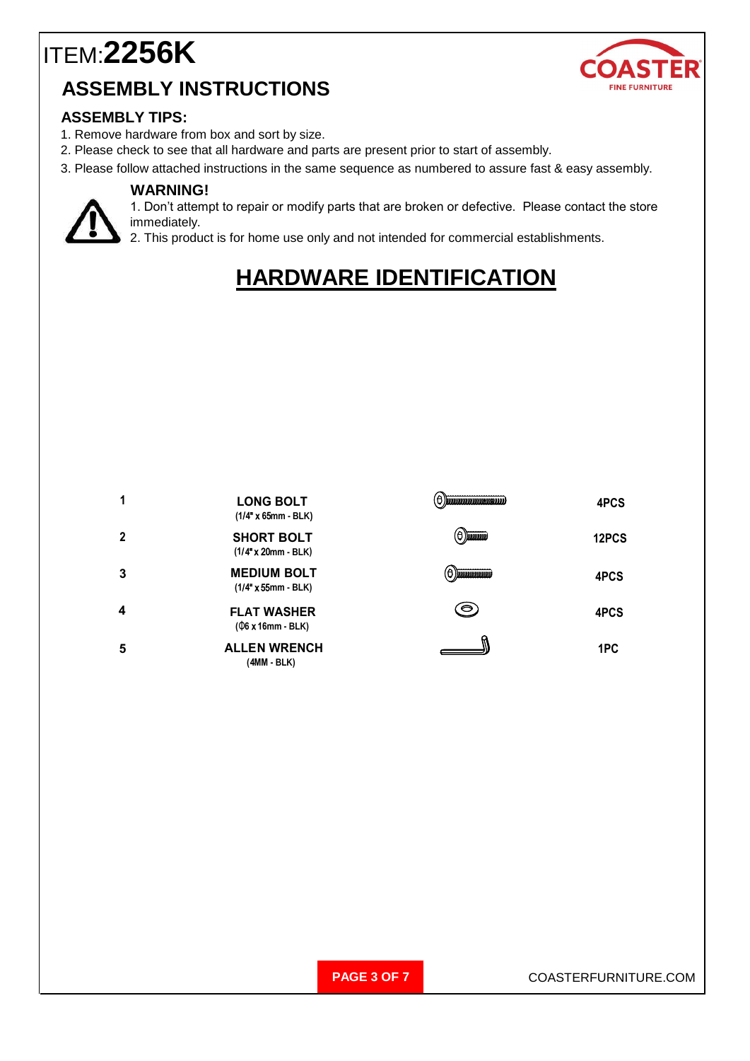# ITEM:**2256K**

## ASSEMBLY INSTRUCTIONS

### ASSEMBLY TIPS:

1. Remove hardware from box and sort by size.
2. Please check to see that all hardware and parts are present prior to start of assembly.
3. Please follow attached instructions in the same sequence as numbered to assure fast & easy assembly.

**WARNING!**

1. Don't attempt to repair or modify parts that are broken or defective. Please contact the store immediately.
2. This product is for home use only and not intended for commercial establishments.

## HARDWARE IDENTIFICATION

| | | |
|---|---|---|
| 1 | **LONG BOLT** (1/4" x 65mm - BLK) | 4PCS |
| 2 | **SHORT BOLT** (1/4" x 20mm - BLK) | 12PCS |
| 3 | **MEDIUM BOLT** (1/4" x 55mm - BLK) | 4PCS |
| 4 | **FLAT WASHER** (Φ6 x 16mm - BLK) | 4PCS |
| 5 | **ALLEN WRENCH** (4MM - BLK) | 1PC |

COASTERFURNITURE.COM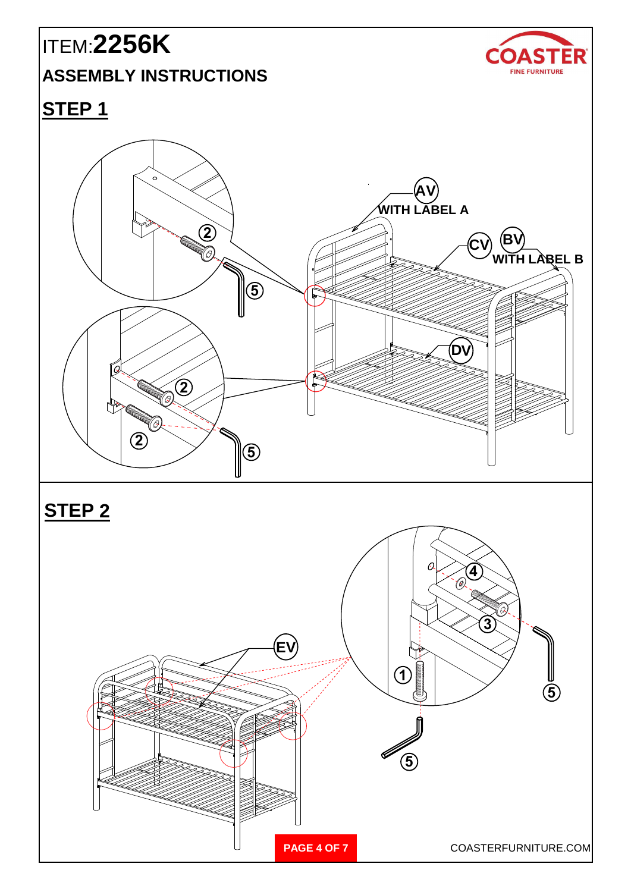ITEM:**2256K**

## ASSEMBLY INSTRUCTIONS

## STEP 1

AV WITH LABEL A

CV

BV WITH LABEL B

DV

2

5

2

2

5

## STEP 2

EV

4

3

1

5

5

COASTERFURNITURE.COM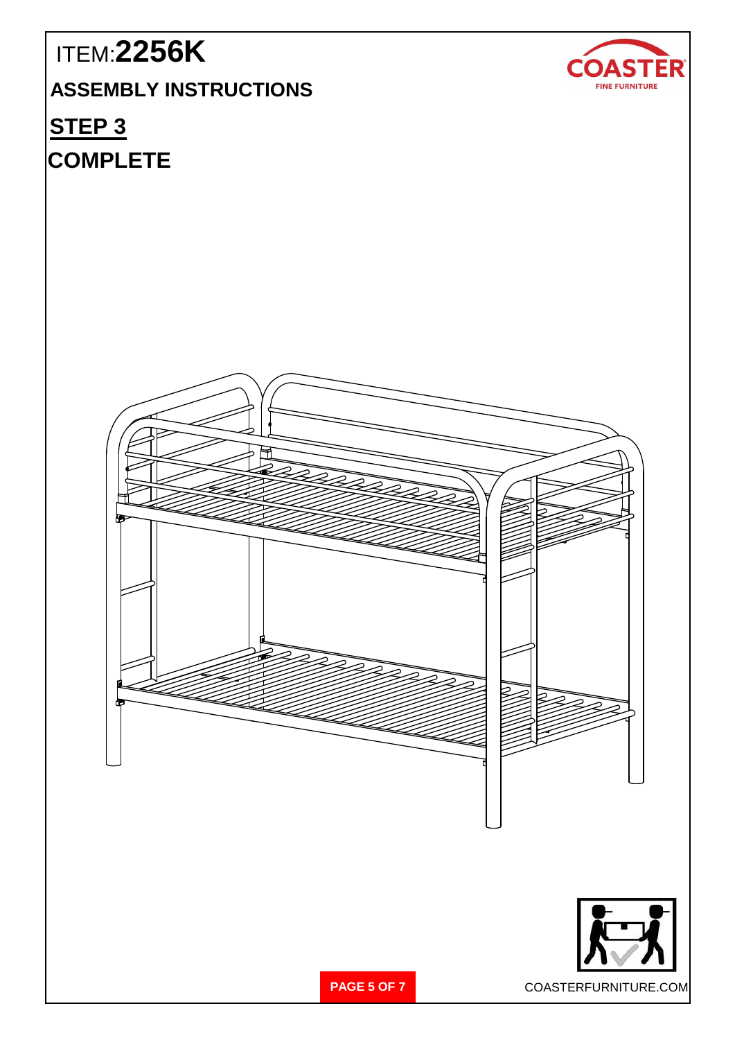ITEM:**2256K**

## ASSEMBLY INSTRUCTIONS

## STEP 3

## COMPLETE

COASTERFURNITURE.COM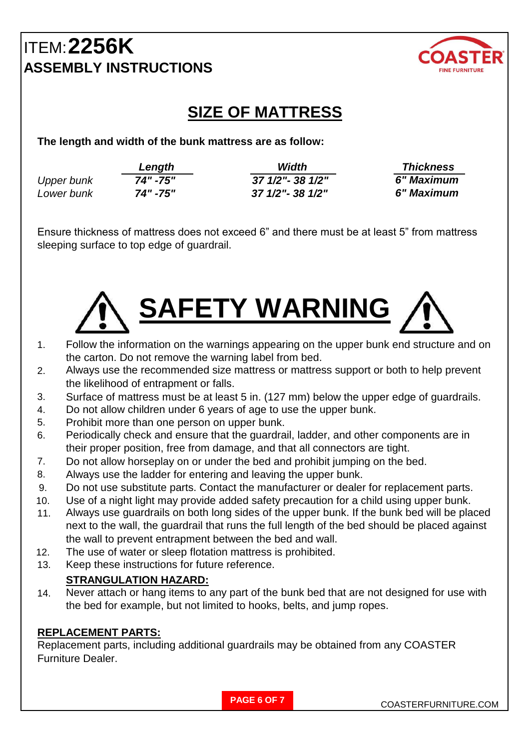# ITEM: **2256K**

## ASSEMBLY INSTRUCTIONS

COASTER FINE FURNITURE

## SIZE OF MATTRESS

**The length and width of the bunk mattress are as follow:**

| | *Length* | *Width* | *Thickness* |
|---|---|---|---|
| *Upper bunk* | ***74" -75"*** | ***37 1/2"- 38 1/2"*** | ***6" Maximum*** |
| *Lower bunk* | ***74" -75"*** | ***37 1/2"- 38 1/2"*** | ***6" Maximum*** |

Ensure thickness of mattress does not exceed 6" and there must be at least 5" from mattress sleeping surface to top edge of guardrail.

## ⚠ SAFETY WARNING ⚠

1. Follow the information on the warnings appearing on the upper bunk end structure and on the carton. Do not remove the warning label from bed.
2. Always use the recommended size mattress or mattress support or both to help prevent the likelihood of entrapment or falls.
3. Surface of mattress must be at least 5 in. (127 mm) below the upper edge of guardrails.
4. Do not allow children under 6 years of age to use the upper bunk.
5. Prohibit more than one person on upper bunk.
6. Periodically check and ensure that the guardrail, ladder, and other components are in their proper position, free from damage, and that all connectors are tight.
7. Do not allow horseplay on or under the bed and prohibit jumping on the bed.
8. Always use the ladder for entering and leaving the upper bunk.
9. Do not use substitute parts. Contact the manufacturer or dealer for replacement parts.
10. Use of a night light may provide added safety precaution for a child using upper bunk.
11. Always use guardrails on both long sides of the upper bunk. If the bunk bed will be placed next to the wall, the guardrail that runs the full length of the bed should be placed against the wall to prevent entrapment between the bed and wall.
12. The use of water or sleep flotation mattress is prohibited.
13. Keep these instructions for future reference.

**STRANGULATION HAZARD:**

14. Never attach or hang items to any part of the bunk bed that are not designed for use with the bed for example, but not limited to hooks, belts, and jump ropes.

**REPLACEMENT PARTS:**

Replacement parts, including additional guardrails may be obtained from any COASTER Furniture Dealer.

COASTERFURNITURE.COM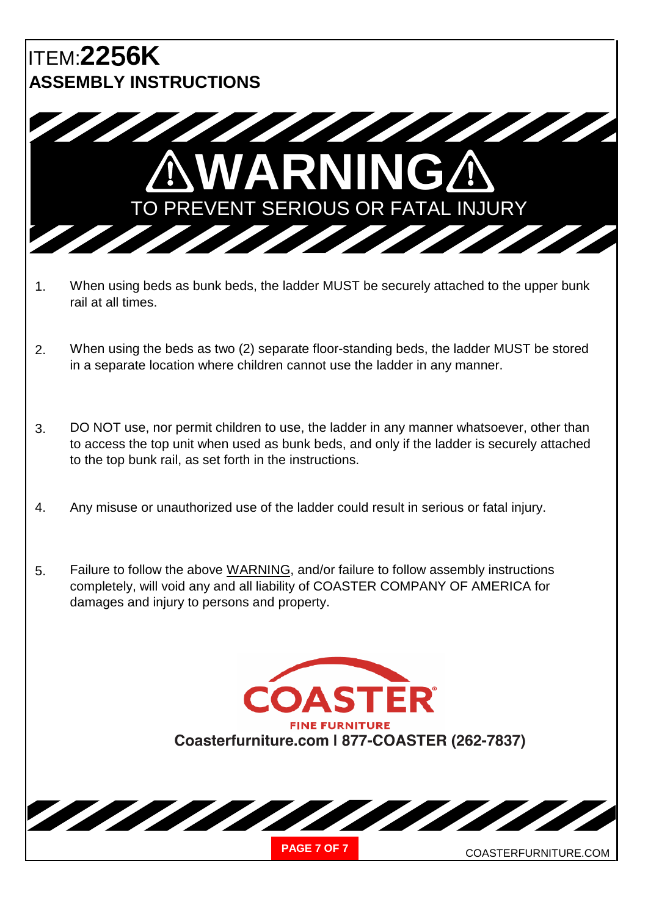# ITEM:**2256K**

## ASSEMBLY INSTRUCTIONS

# ⚠WARNING⚠

TO PREVENT SERIOUS OR FATAL INJURY

1. When using beds as bunk beds, the ladder MUST be securely attached to the upper bunk rail at all times.

2. When using the beds as two (2) separate floor-standing beds, the ladder MUST be stored in a separate location where children cannot use the ladder in any manner.

3. DO NOT use, nor permit children to use, the ladder in any manner whatsoever, other than to access the top unit when used as bunk beds, and only if the ladder is securely attached to the top bunk rail, as set forth in the instructions.

4. Any misuse or unauthorized use of the ladder could result in serious or fatal injury.

5. Failure to follow the above <u>WARNING</u>, and/or failure to follow assembly instructions completely, will void any and all liability of COASTER COMPANY OF AMERICA for damages and injury to persons and property.

COASTER®

FINE FURNITURE

**Coasterfurniture.com I 877-COASTER (262-7837)**

COASTERFURNITURE.COM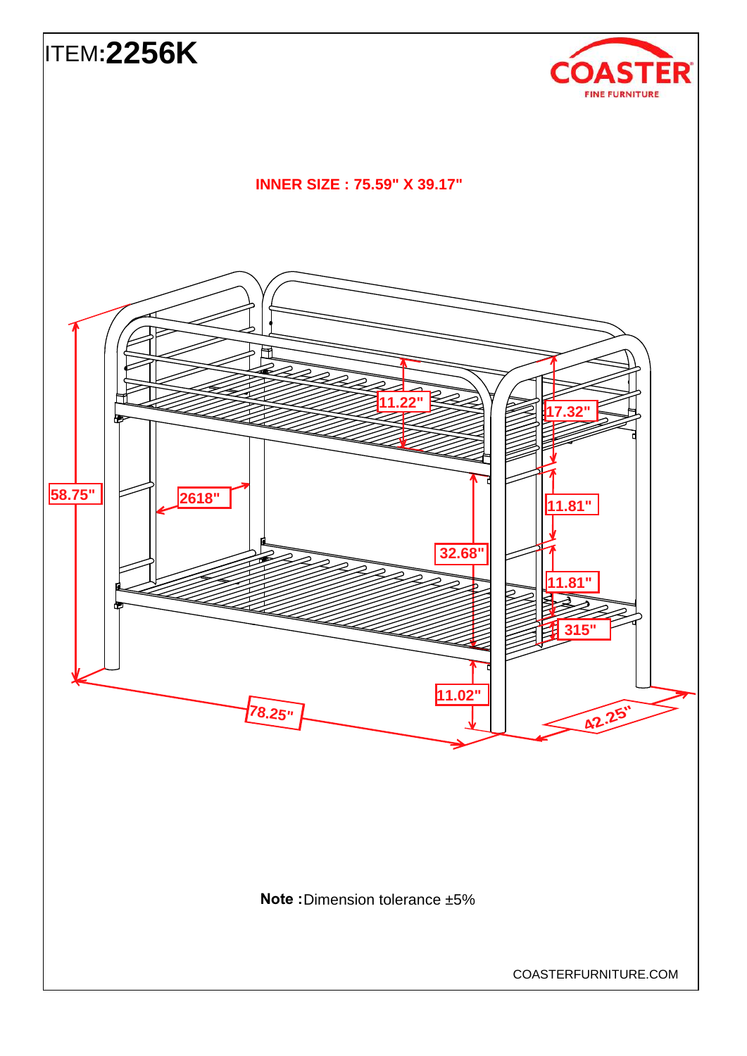ITEM:**2256K**

COASTER FINE FURNITURE

**INNER SIZE : 75.59" X 39.17"**

58.75"

2618"

11.22"

17.32"

11.81"

32.68"

11.81"

315"

11.02"

78.25"

42.25"

**Note :** Dimension tolerance ±5%

COASTERFURNITURE.COM